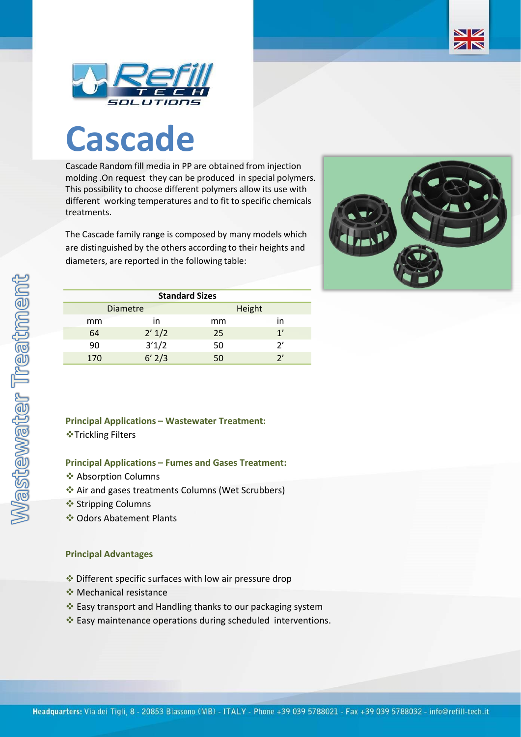# Cascade

Cascade Random fill media in PP are obtained from injection molding .On request they can be produced in special polymers. This possibility to choose different polymers allow its use with different working temperatures and to fit to specific chemicals treatments.

The Cascade family range is composed by many models which are distinguished by the others according to their heights and diameters, are reported in the following table:

| Standard Sizes | | | |
|---|---|---|---|
| Diametre | | Height | |
| mm | in | mm | in |
| 64 | 2' 1/2 | 25 | 1' |
| 90 | 3'1/2 | 50 | 2' |
| 170 | 6' 2/3 | 50 | 2' |

**Principal Applications – Wastewater Treatment:**

❖Trickling Filters

**Principal Applications – Fumes and Gases Treatment:**

❖ Absorption Columns
❖ Air and gases treatments Columns (Wet Scrubbers)
❖ Stripping Columns
❖ Odors Abatement Plants

**Principal Advantages**

❖ Different specific surfaces with low air pressure drop
❖ Mechanical resistance
❖ Easy transport and Handling thanks to our packaging system
❖ Easy maintenance operations during scheduled interventions.

**Headquarters:** Via dei Tigli, 8 - 20853 Biassono (MB) - ITALY - Phone +39 039 5788021 - Fax +39 039 5788032 - info@refill-tech.it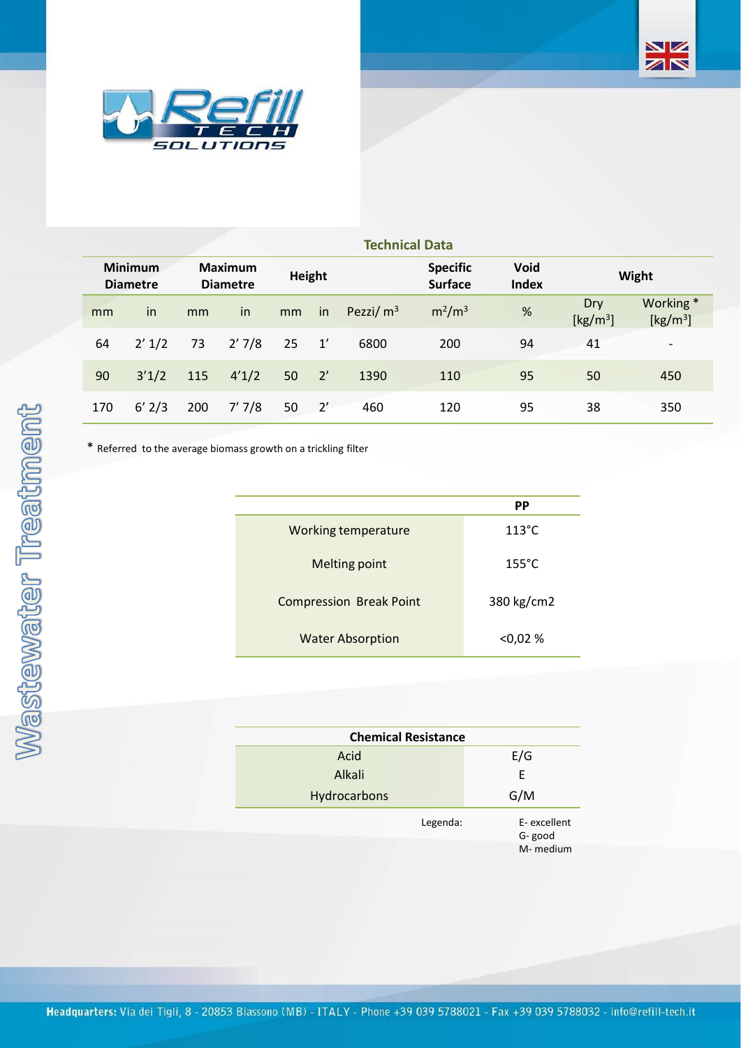## Technical Data

| Minimum Diametre | | Maximum Diametre | | Height | | | Specific Surface | Void Index | Wight | |
|---|---|---|---|---|---|---|---|---|---|---|
| mm | in | mm | in | mm | in | Pezzi/ $m^3$ | $m^2/m^3$ | % | Dry [$kg/m^3$] | Working * [$kg/m^3$] |
| 64 | 2’ 1/2 | 73 | 2’ 7/8 | 25 | 1’ | 6800 | 200 | 94 | 41 | - |
| 90 | 3’1/2 | 115 | 4’1/2 | 50 | 2’ | 1390 | 110 | 95 | 50 | 450 |
| 170 | 6’ 2/3 | 200 | 7’ 7/8 | 50 | 2’ | 460 | 120 | 95 | 38 | 350 |

* Referred to the average biomass growth on a trickling filter

| | PP |
|---|---|
| Working temperature | 113°C |
| Melting point | 155°C |
| Compression Break Point | 380 kg/cm2 |
| Water Absorption | <0,02 % |

| Chemical Resistance | |
|---|---|
| Acid | E/G |
| Alkali | E |
| Hydrocarbons | G/M |

Legenda: E- excellent, G- good, M- medium

Wastewater Treatment

**Headquarters:** Via dei Tigli, 8 - 20853 Biassono (MB) - ITALY - Phone +39 039 5788021 - Fax +39 039 5788032 - info@refill-tech.it